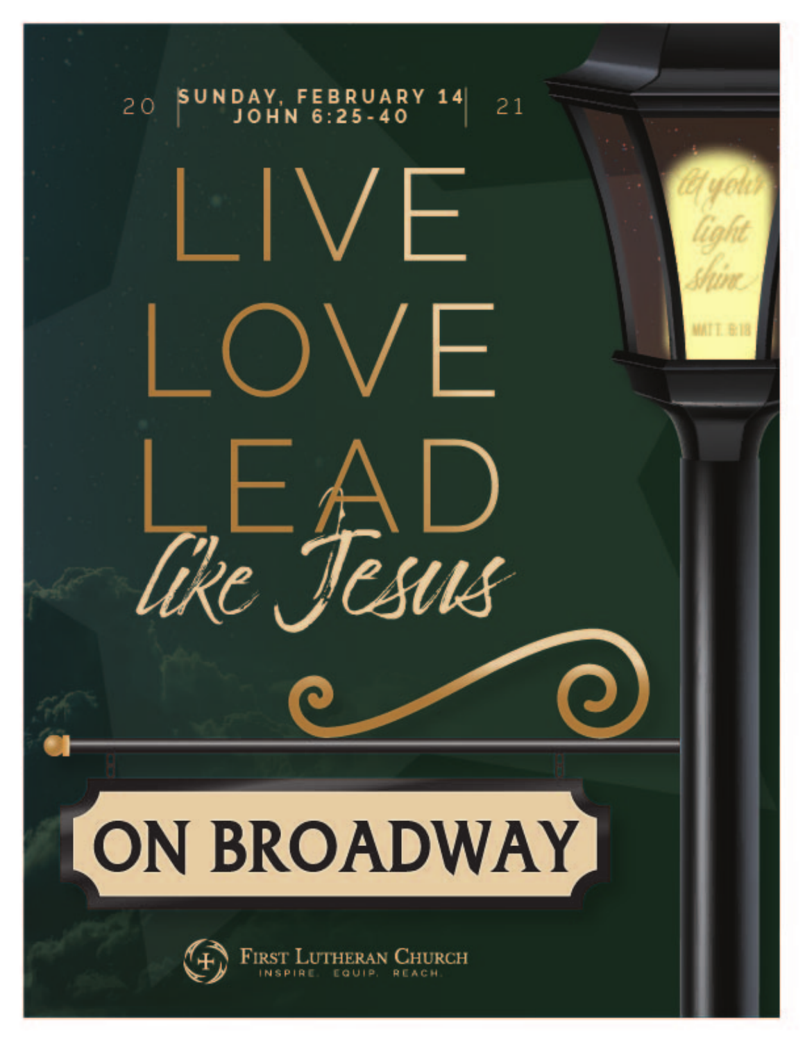2021

SUNDAY, FEBRUARY 14
JOHN 6:25-40

# LIVE LOVE LEAD *like Jesus*

*let your light shine*
MATT. 5:16

## ON BROADWAY

FIRST LUTHERAN CHURCH
INSPIRE. EQUIP. REACH.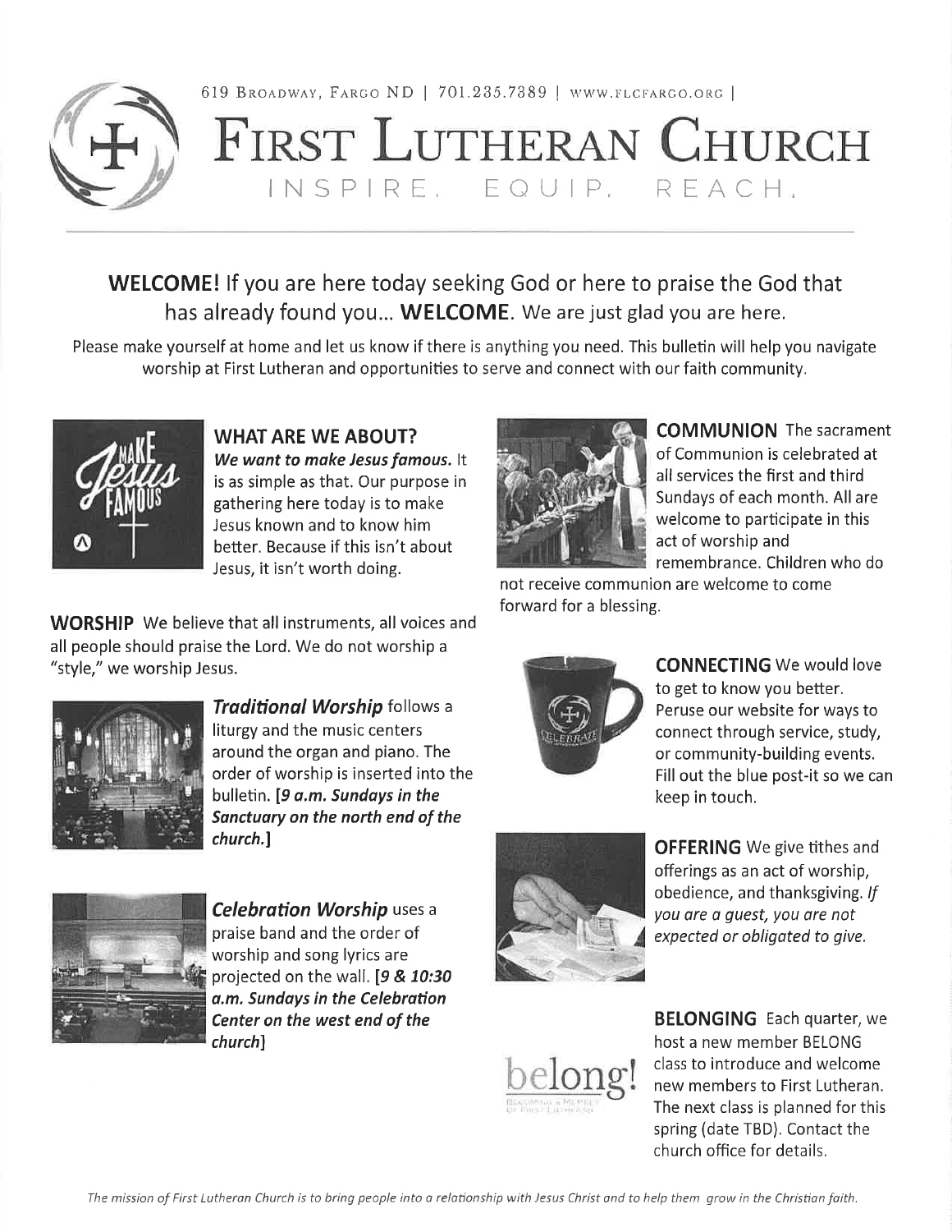619 Broadway, Fargo ND | 701.235.7389 | www.flcfargo.org |

# First Lutheran Church

INSPIRE. EQUIP. REACH.

## WELCOME! If you are here today seeking God or here to praise the God that has already found you... WELCOME. We are just glad you are here.

Please make yourself at home and let us know if there is anything you need. This bulletin will help you navigate worship at First Lutheran and opportunities to serve and connect with our faith community.

### WHAT ARE WE ABOUT?

***We want to make Jesus famous.*** It is as simple as that. Our purpose in gathering here today is to make Jesus known and to know him better. Because if this isn't about Jesus, it isn't worth doing.

**WORSHIP** We believe that all instruments, all voices and all people should praise the Lord. We do not worship a "style," we worship Jesus.

***Traditional Worship*** follows a liturgy and the music centers around the organ and piano. The order of worship is inserted into the bulletin. ***[9 a.m. Sundays in the Sanctuary on the north end of the church.]***

***Celebration Worship*** uses a praise band and the order of worship and song lyrics are projected on the wall. ***[9 & 10:30 a.m. Sundays in the Celebration Center on the west end of the church]***

**COMMUNION** The sacrament of Communion is celebrated at all services the first and third Sundays of each month. All are welcome to participate in this act of worship and remembrance. Children who do not receive communion are welcome to come forward for a blessing.

**CONNECTING** We would love to get to know you better. Peruse our website for ways to connect through service, study, or community-building events. Fill out the blue post-it so we can keep in touch.

**OFFERING** We give tithes and offerings as an act of worship, obedience, and thanksgiving. *If you are a guest, you are not expected or obligated to give.*

**BELONGING** Each quarter, we host a new member BELONG class to introduce and welcome new members to First Lutheran. The next class is planned for this spring (date TBD). Contact the church office for details.

*The mission of First Lutheran Church is to bring people into a relationship with Jesus Christ and to help them grow in the Christian faith.*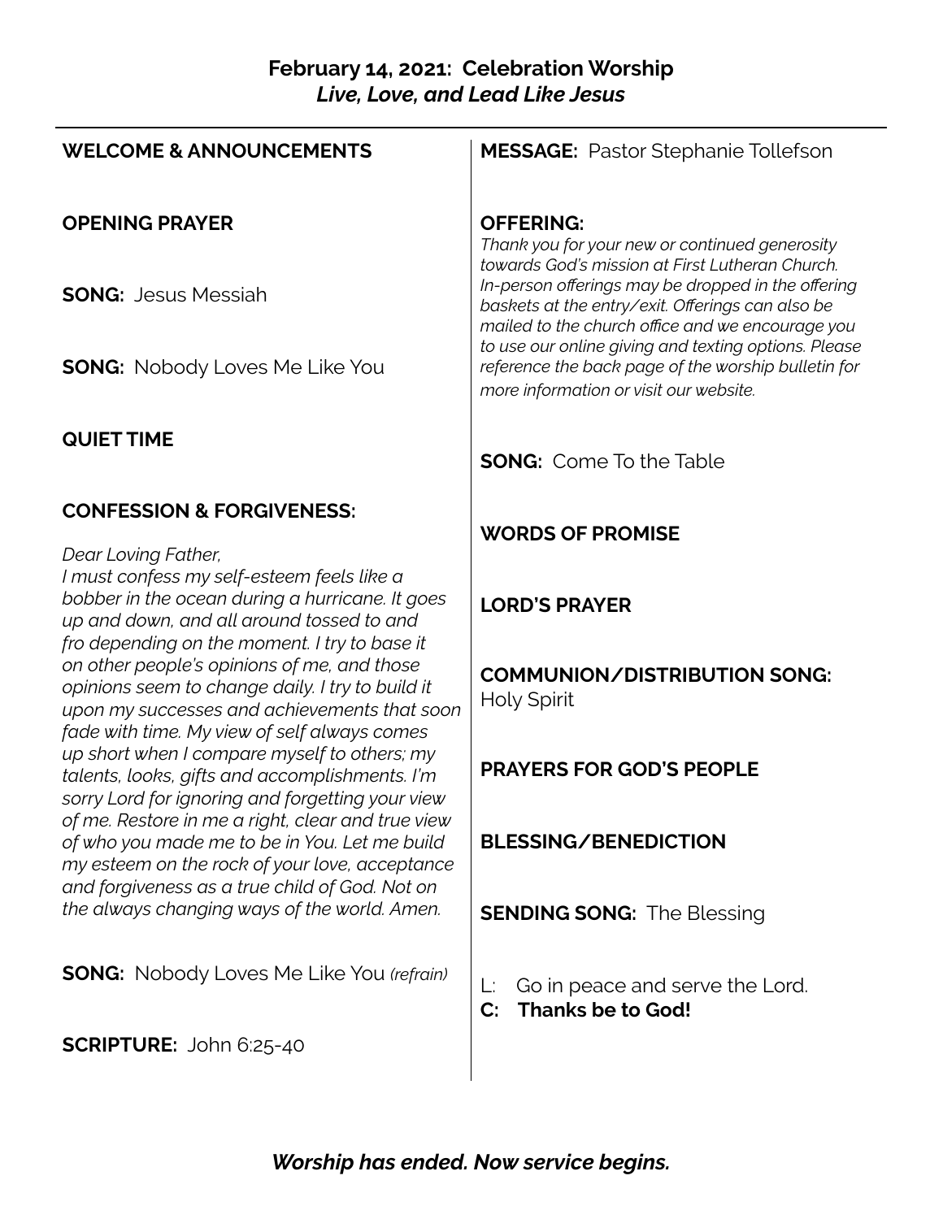**February 14, 2021: Celebration Worship**
***Live, Love, and Lead Like Jesus***

---

**WELCOME & ANNOUNCEMENTS**

**OPENING PRAYER**

**SONG:** Jesus Messiah

**SONG:** Nobody Loves Me Like You

**QUIET TIME**

**CONFESSION & FORGIVENESS:**

*Dear Loving Father,*
*I must confess my self-esteem feels like a bobber in the ocean during a hurricane. It goes up and down, and all around tossed to and fro depending on the moment. I try to base it on other people's opinions of me, and those opinions seem to change daily. I try to build it upon my successes and achievements that soon fade with time. My view of self always comes up short when I compare myself to others; my talents, looks, gifts and accomplishments. I'm sorry Lord for ignoring and forgetting your view of me. Restore in me a right, clear and true view of who you made me to be in You. Let me build my esteem on the rock of your love, acceptance and forgiveness as a true child of God. Not on the always changing ways of the world. Amen.*

**SONG:** Nobody Loves Me Like You *(refrain)*

**SCRIPTURE:** John 6:25-40

**MESSAGE:** Pastor Stephanie Tollefson

**OFFERING:**
*Thank you for your new or continued generosity towards God's mission at First Lutheran Church. In-person offerings may be dropped in the offering baskets at the entry/exit. Offerings can also be mailed to the church office and we encourage you to use our online giving and texting options. Please reference the back page of the worship bulletin for more information or visit our website.*

**SONG:** Come To the Table

**WORDS OF PROMISE**

**LORD'S PRAYER**

**COMMUNION/DISTRIBUTION SONG:** Holy Spirit

**PRAYERS FOR GOD'S PEOPLE**

**BLESSING/BENEDICTION**

**SENDING SONG:** The Blessing

L: Go in peace and serve the Lord.
**C: Thanks be to God!**

***Worship has ended. Now service begins.***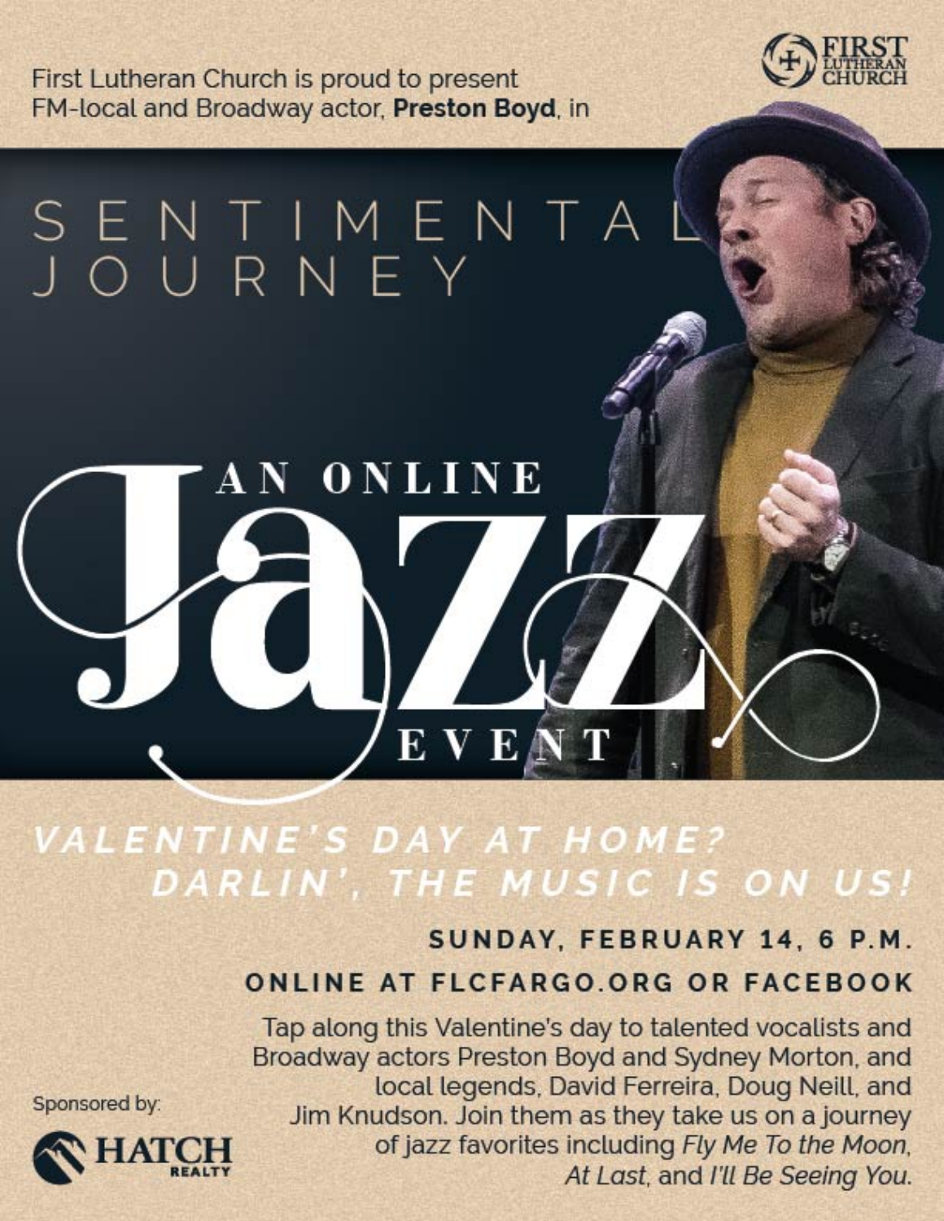First Lutheran Church is proud to present FM-local and Broadway actor, **Preston Boyd**, in

# SENTIMENTAL JOURNEY

## AN ONLINE Jazz EVENT

### VALENTINE'S DAY AT HOME? DARLIN', THE MUSIC IS ON US!

**SUNDAY, FEBRUARY 14, 6 P.M.**

**ONLINE AT FLCFARGO.ORG OR FACEBOOK**

Tap along this Valentine's day to talented vocalists and Broadway actors Preston Boyd and Sydney Morton, and local legends, David Ferreira, Doug Neill, and Jim Knudson. Join them as they take us on a journey of jazz favorites including *Fly Me To the Moon*, *At Last*, and *I'll Be Seeing You*.

Sponsored by: HATCH REALTY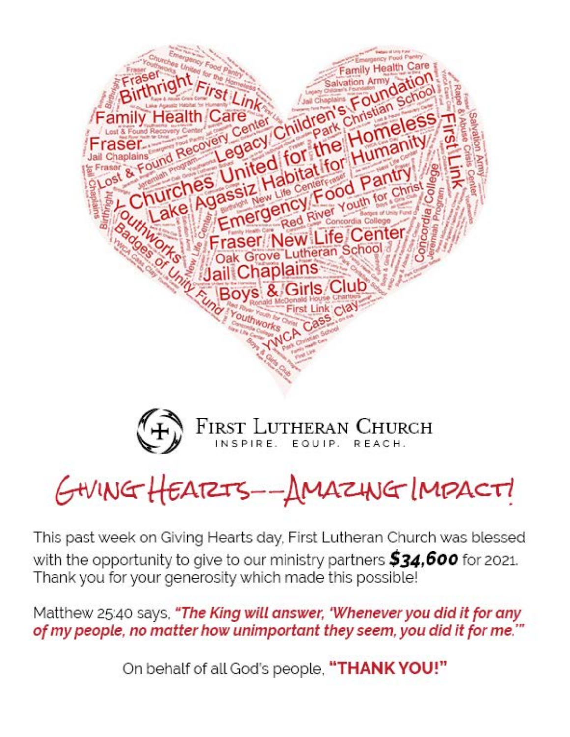FIRST LUTHERAN CHURCH

INSPIRE. EQUIP. REACH.

# GIVING HEARTS--AMAZING IMPACT!

This past week on Giving Hearts day, First Lutheran Church was blessed with the opportunity to give to our ministry partners ***$34,600*** for 2021. Thank you for your generosity which made this possible!

Matthew 25:40 says, ***"The King will answer, 'Whenever you did it for any of my people, no matter how unimportant they seem, you did it for me.'"***

On behalf of all God's people, **"THANK YOU!"**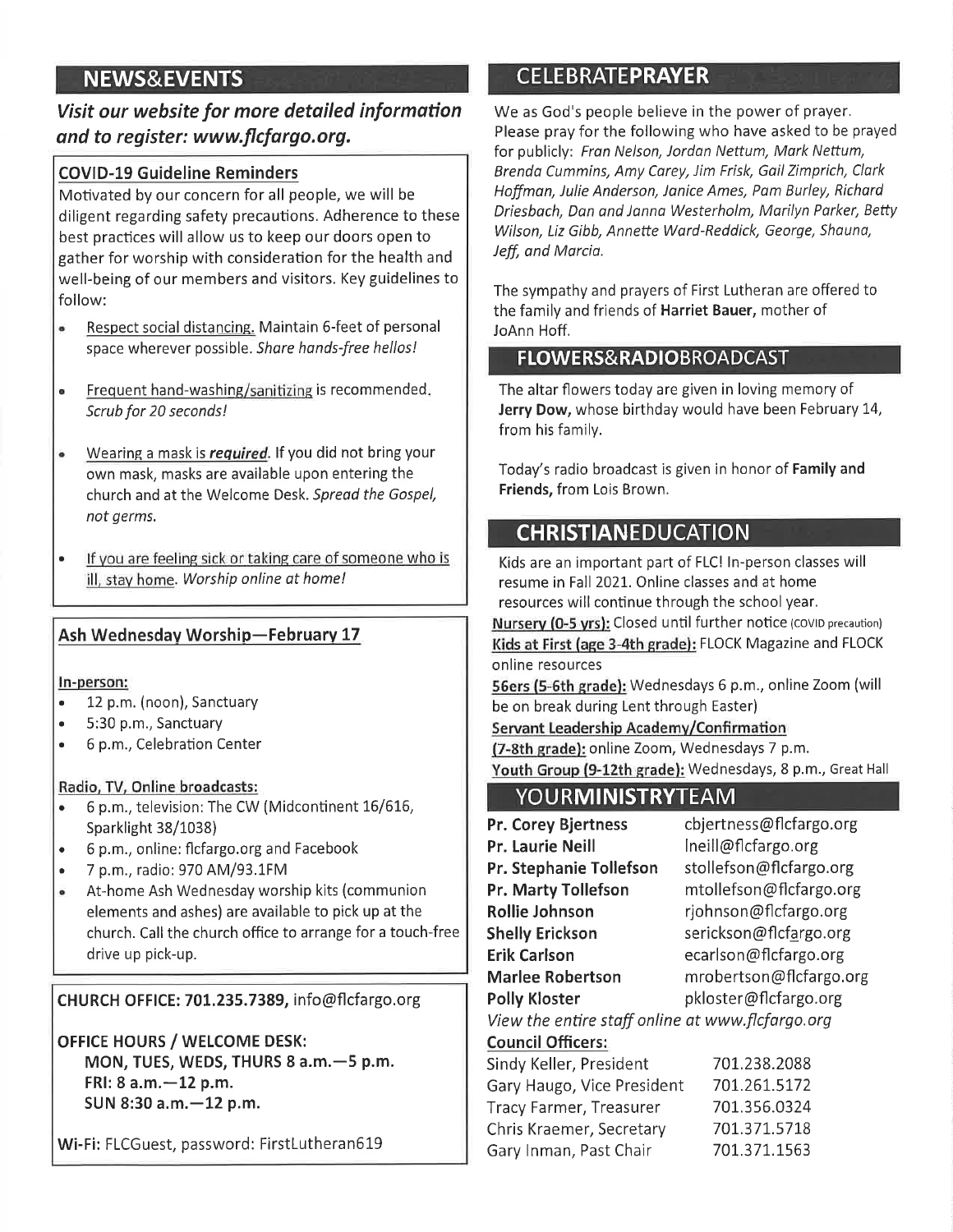## NEWS&EVENTS

***Visit our website for more detailed information and to register: www.flcfargo.org.***

### COVID-19 Guideline Reminders

Motivated by our concern for all people, we will be diligent regarding safety precautions. Adherence to these best practices will allow us to keep our doors open to gather for worship with consideration for the health and well-being of our members and visitors. Key guidelines to follow:

- Respect social distancing. Maintain 6-feet of personal space wherever possible. *Share hands-free hellos!*
- Frequent hand-washing/sanitizing is recommended. *Scrub for 20 seconds!*
- Wearing a mask is ***required***. If you did not bring your own mask, masks are available upon entering the church and at the Welcome Desk. *Spread the Gospel, not germs.*
- If you are feeling sick or taking care of someone who is ill, stay home. *Worship online at home!*

### Ash Wednesday Worship—February 17

**In-person:**

- 12 p.m. (noon), Sanctuary
- 5:30 p.m., Sanctuary
- 6 p.m., Celebration Center

**Radio, TV, Online broadcasts:**

- 6 p.m., television: The CW (Midcontinent 16/616, Sparklight 38/1038)
- 6 p.m., online: flcfargo.org and Facebook
- 7 p.m., radio: 970 AM/93.1FM
- At-home Ash Wednesday worship kits (communion elements and ashes) are available to pick up at the church. Call the church office to arrange for a touch-free drive up pick-up.

**CHURCH OFFICE: 701.235.7389,** info@flcfargo.org

**OFFICE HOURS / WELCOME DESK:**
**MON, TUES, WEDS, THURS 8 a.m.—5 p.m.**
**FRI: 8 a.m.—12 p.m.**
**SUN 8:30 a.m.—12 p.m.**

**Wi-Fi:** FLCGuest, password: FirstLutheran619

## CELEBRATEPRAYER

We as God's people believe in the power of prayer. Please pray for the following who have asked to be prayed for publicly: *Fran Nelson, Jordan Nettum, Mark Nettum, Brenda Cummins, Amy Carey, Jim Frisk, Gail Zimprich, Clark Hoffman, Julie Anderson, Janice Ames, Pam Burley, Richard Driesbach, Dan and Janna Westerholm, Marilyn Parker, Betty Wilson, Liz Gibb, Annette Ward-Reddick, George, Shauna, Jeff, and Marcia.*

The sympathy and prayers of First Lutheran are offered to the family and friends of **Harriet Bauer,** mother of JoAnn Hoff.

## FLOWERS&RADIOBROADCAST

The altar flowers today are given in loving memory of **Jerry Dow,** whose birthday would have been February 14, from his family.

Today's radio broadcast is given in honor of **Family and Friends,** from Lois Brown.

## CHRISTIANEDUCATION

Kids are an important part of FLC! In-person classes will resume in Fall 2021. Online classes and at home resources will continue through the school year.

**Nursery (0-5 yrs):** Closed until further notice (COVID precaution)
**Kids at First (age 3-4th grade):** FLOCK Magazine and FLOCK online resources
**56ers (5-6th grade):** Wednesdays 6 p.m., online Zoom (will be on break during Lent through Easter)
**Servant Leadership Academy/Confirmation (7-8th grade):** online Zoom, Wednesdays 7 p.m.
**Youth Group (9-12th grade):** Wednesdays, 8 p.m., Great Hall

## YOURMINISTRYTEAM

| | |
|---|---|
| **Pr. Corey Bjertness** | cbjertness@flcfargo.org |
| **Pr. Laurie Neill** | lneill@flcfargo.org |
| **Pr. Stephanie Tollefson** | stollefson@flcfargo.org |
| **Pr. Marty Tollefson** | mtollefson@flcfargo.org |
| **Rollie Johnson** | rjohnson@flcfargo.org |
| **Shelly Erickson** | serickson@flcfargo.org |
| **Erik Carlson** | ecarlson@flcfargo.org |
| **Marlee Robertson** | mrobertson@flcfargo.org |
| **Polly Kloster** | pkloster@flcfargo.org |

*View the entire staff online at www.flcfargo.org*

**Council Officers:**

| | |
|---|---|
| Sindy Keller, President | 701.238.2088 |
| Gary Haugo, Vice President | 701.261.5172 |
| Tracy Farmer, Treasurer | 701.356.0324 |
| Chris Kraemer, Secretary | 701.371.5718 |
| Gary Inman, Past Chair | 701.371.1563 |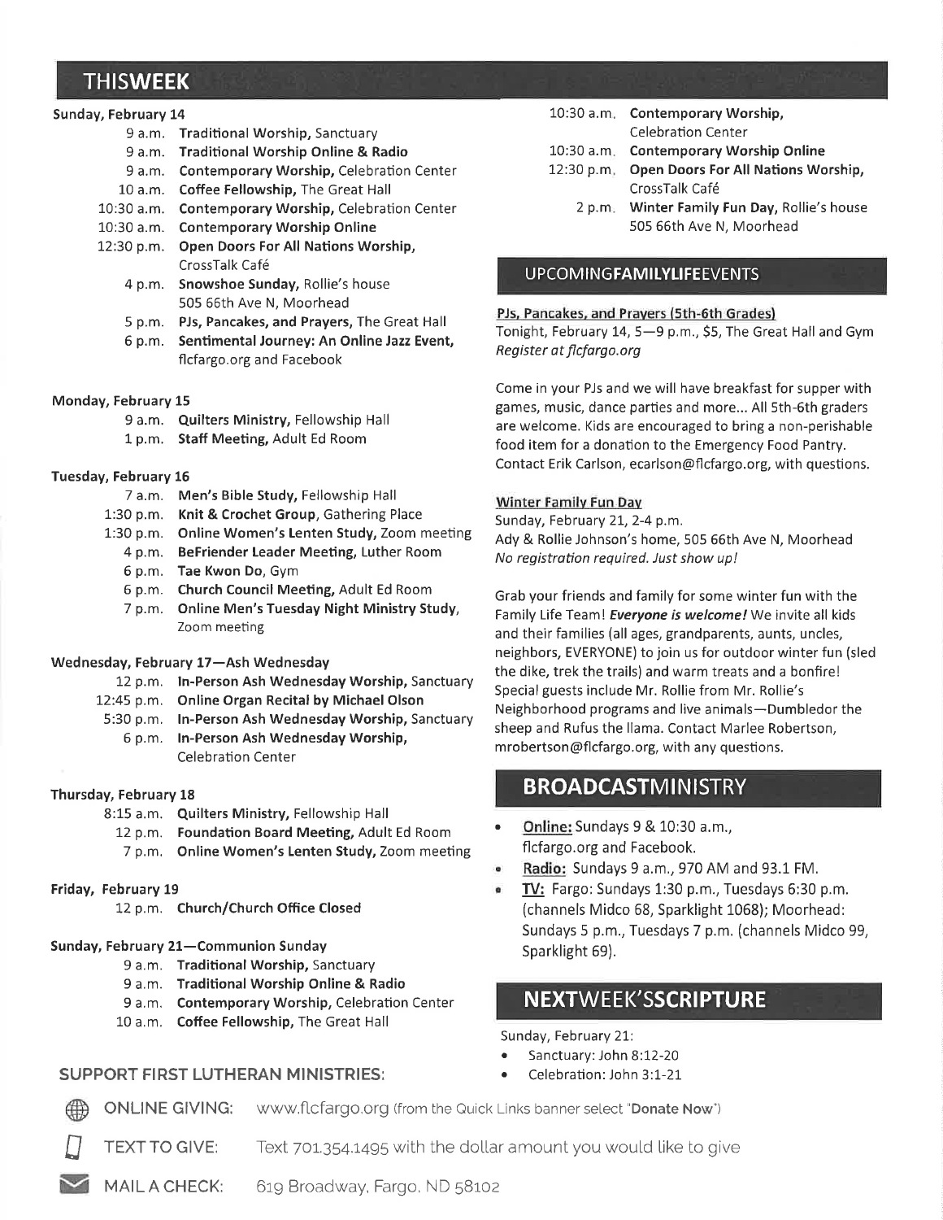## THISWEEK

**Sunday, February 14**

- 9 a.m. **Traditional Worship,** Sanctuary
- 9 a.m. **Traditional Worship Online & Radio**
- 9 a.m. **Contemporary Worship,** Celebration Center
- 10 a.m. **Coffee Fellowship,** The Great Hall
- 10:30 a.m. **Contemporary Worship,** Celebration Center
- 10:30 a.m. **Contemporary Worship Online**
- 12:30 p.m. **Open Doors For All Nations Worship,** CrossTalk Café
- 4 p.m. **Snowshoe Sunday,** Rollie's house 505 66th Ave N, Moorhead
- 5 p.m. **PJs, Pancakes, and Prayers,** The Great Hall
- 6 p.m. **Sentimental Journey: An Online Jazz Event,** flcfargo.org and Facebook

**Monday, February 15**

- 9 a.m. **Quilters Ministry,** Fellowship Hall
- 1 p.m. **Staff Meeting,** Adult Ed Room

**Tuesday, February 16**

- 7 a.m. **Men's Bible Study,** Fellowship Hall
- 1:30 p.m. **Knit & Crochet Group,** Gathering Place
- 1:30 p.m. **Online Women's Lenten Study,** Zoom meeting
- 4 p.m. **BeFriender Leader Meeting,** Luther Room
- 6 p.m. **Tae Kwon Do,** Gym
- 6 p.m. **Church Council Meeting,** Adult Ed Room
- 7 p.m. **Online Men's Tuesday Night Ministry Study,** Zoom meeting

**Wednesday, February 17—Ash Wednesday**

- 12 p.m. **In-Person Ash Wednesday Worship,** Sanctuary
- 12:45 p.m. **Online Organ Recital by Michael Olson**
- 5:30 p.m. **In-Person Ash Wednesday Worship,** Sanctuary
- 6 p.m. **In-Person Ash Wednesday Worship,** Celebration Center

**Thursday, February 18**

- 8:15 a.m. **Quilters Ministry,** Fellowship Hall
- 12 p.m. **Foundation Board Meeting,** Adult Ed Room
- 7 p.m. **Online Women's Lenten Study,** Zoom meeting

**Friday, February 19**

- 12 p.m. **Church/Church Office Closed**

**Sunday, February 21—Communion Sunday**

- 9 a.m. **Traditional Worship,** Sanctuary
- 9 a.m. **Traditional Worship Online & Radio**
- 9 a.m. **Contemporary Worship,** Celebration Center
- 10 a.m. **Coffee Fellowship,** The Great Hall
- 10:30 a.m. **Contemporary Worship,** Celebration Center
- 10:30 a.m. **Contemporary Worship Online**
- 12:30 p.m. **Open Doors For All Nations Worship,** CrossTalk Café
- 2 p.m. **Winter Family Fun Day,** Rollie's house 505 66th Ave N, Moorhead

## UPCOMINGFAMILYLIFEEVENTS

**PJs, Pancakes, and Prayers (5th-6th Grades)**

Tonight, February 14, 5—9 p.m., $5, The Great Hall and Gym
*Register at flcfargo.org*

Come in your PJs and we will have breakfast for supper with games, music, dance parties and more... All 5th-6th graders are welcome. Kids are encouraged to bring a non-perishable food item for a donation to the Emergency Food Pantry. Contact Erik Carlson, ecarlson@flcfargo.org, with questions.

**Winter Family Fun Day**

Sunday, February 21, 2-4 p.m.
Ady & Rollie Johnson's home, 505 66th Ave N, Moorhead
*No registration required. Just show up!*

Grab your friends and family for some winter fun with the Family Life Team! ***Everyone is welcome!*** We invite all kids and their families (all ages, grandparents, aunts, uncles, neighbors, EVERYONE) to join us for outdoor winter fun (sled the dike, trek the trails) and warm treats and a bonfire! Special guests include Mr. Rollie from Mr. Rollie's Neighborhood programs and live animals—Dumbledor the sheep and Rufus the llama. Contact Marlee Robertson, mrobertson@flcfargo.org, with any questions.

## BROADCASTMINISTRY

- **Online:** Sundays 9 & 10:30 a.m., flcfargo.org and Facebook.
- **Radio:** Sundays 9 a.m., 970 AM and 93.1 FM.
- **TV:** Fargo: Sundays 1:30 p.m., Tuesdays 6:30 p.m. (channels Midco 68, Sparklight 1068); Moorhead: Sundays 5 p.m., Tuesdays 7 p.m. (channels Midco 99, Sparklight 69).

## NEXTWEEK'SSCRIPTURE

Sunday, February 21:

- Sanctuary: John 8:12-20
- Celebration: John 3:1-21

### SUPPORT FIRST LUTHERAN MINISTRIES:

- ONLINE GIVING: www.flcfargo.org (from the Quick Links banner select "**Donate Now**")
- TEXT TO GIVE: Text 701.354.1495 with the dollar amount you would like to give
- MAIL A CHECK: 619 Broadway, Fargo, ND 58102